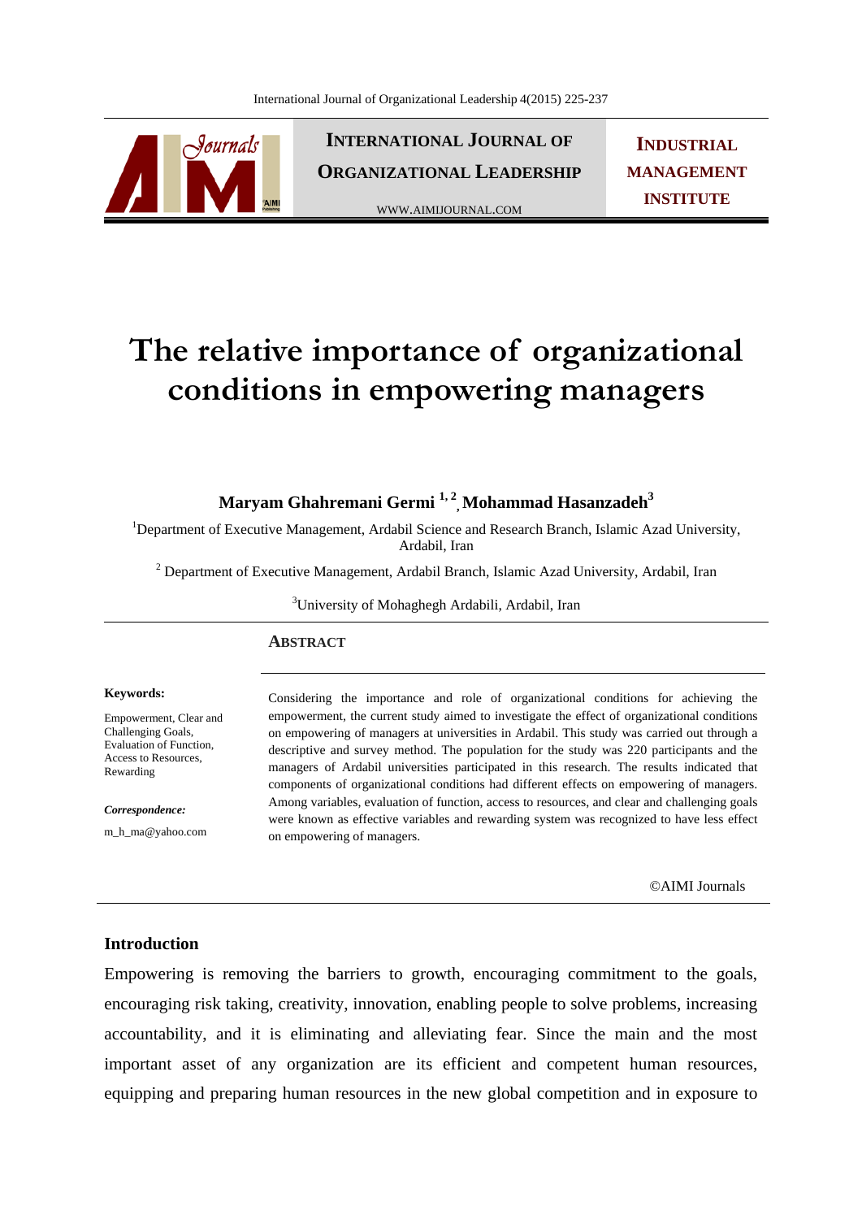# The relative importance of organizational conditions in empowering managers

**Maryam Ghahremani Germi [1, 2], Mohammad Hasanzadeh[3]**

[1]Department of Executive Management, Ardabil Science and Research Branch, Islamic Azad University, Ardabil, Iran

[2] Department of Executive Management, Ardabil Branch, Islamic Azad University, Ardabil, Iran

[3]University of Mohaghegh Ardabili, Ardabil, Iran

**Keywords:**

Empowerment, Clear and Challenging Goals, Evaluation of Function, Access to Resources, Rewarding

***Correspondence:***

m_h_ma@yahoo.com

## ABSTRACT

Considering the importance and role of organizational conditions for achieving the empowerment, the current study aimed to investigate the effect of organizational conditions on empowering of managers at universities in Ardabil. This study was carried out through a descriptive and survey method. The population for the study was 220 participants and the managers of Ardabil universities participated in this research. The results indicated that components of organizational conditions had different effects on empowering of managers. Among variables, evaluation of function, access to resources, and clear and challenging goals were known as effective variables and rewarding system was recognized to have less effect on empowering of managers.

©AIMI Journals

## Introduction

Empowering is removing the barriers to growth, encouraging commitment to the goals, encouraging risk taking, creativity, innovation, enabling people to solve problems, increasing accountability, and it is eliminating and alleviating fear. Since the main and the most important asset of any organization are its efficient and competent human resources, equipping and preparing human resources in the new global competition and in exposure to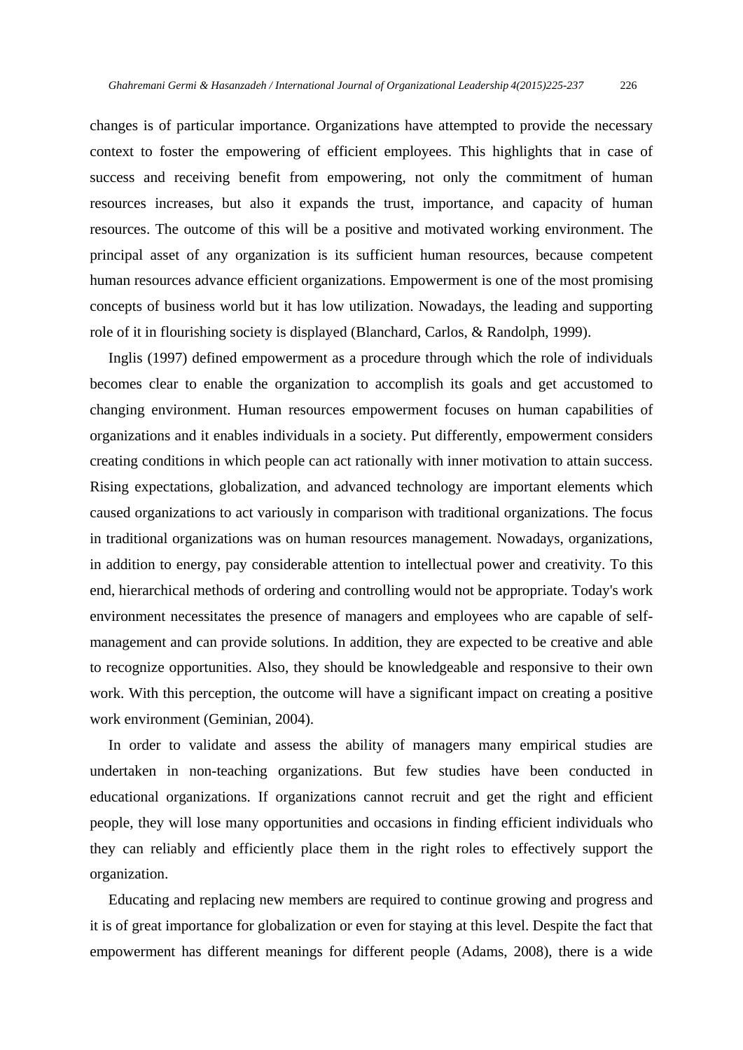changes is of particular importance. Organizations have attempted to provide the necessary context to foster the empowering of efficient employees. This highlights that in case of success and receiving benefit from empowering, not only the commitment of human resources increases, but also it expands the trust, importance, and capacity of human resources. The outcome of this will be a positive and motivated working environment. The principal asset of any organization is its sufficient human resources, because competent human resources advance efficient organizations. Empowerment is one of the most promising concepts of business world but it has low utilization. Nowadays, the leading and supporting role of it in flourishing society is displayed (Blanchard, Carlos, & Randolph, 1999).

Inglis (1997) defined empowerment as a procedure through which the role of individuals becomes clear to enable the organization to accomplish its goals and get accustomed to changing environment. Human resources empowerment focuses on human capabilities of organizations and it enables individuals in a society. Put differently, empowerment considers creating conditions in which people can act rationally with inner motivation to attain success. Rising expectations, globalization, and advanced technology are important elements which caused organizations to act variously in comparison with traditional organizations. The focus in traditional organizations was on human resources management. Nowadays, organizations, in addition to energy, pay considerable attention to intellectual power and creativity. To this end, hierarchical methods of ordering and controlling would not be appropriate. Today's work environment necessitates the presence of managers and employees who are capable of self-management and can provide solutions. In addition, they are expected to be creative and able to recognize opportunities. Also, they should be knowledgeable and responsive to their own work. With this perception, the outcome will have a significant impact on creating a positive work environment (Geminian, 2004).

In order to validate and assess the ability of managers many empirical studies are undertaken in non-teaching organizations. But few studies have been conducted in educational organizations. If organizations cannot recruit and get the right and efficient people, they will lose many opportunities and occasions in finding efficient individuals who they can reliably and efficiently place them in the right roles to effectively support the organization.

Educating and replacing new members are required to continue growing and progress and it is of great importance for globalization or even for staying at this level. Despite the fact that empowerment has different meanings for different people (Adams, 2008), there is a wide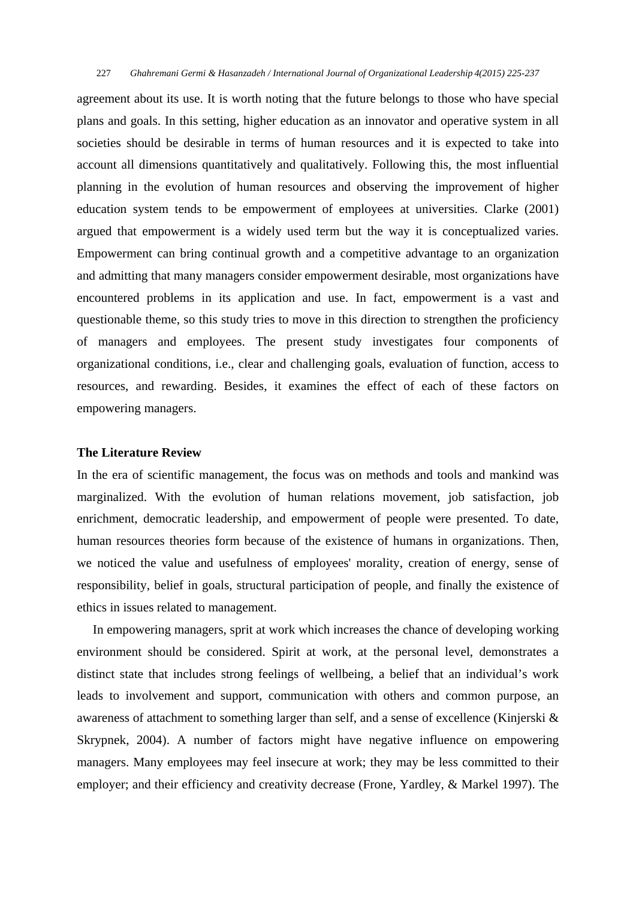agreement about its use. It is worth noting that the future belongs to those who have special plans and goals. In this setting, higher education as an innovator and operative system in all societies should be desirable in terms of human resources and it is expected to take into account all dimensions quantitatively and qualitatively. Following this, the most influential planning in the evolution of human resources and observing the improvement of higher education system tends to be empowerment of employees at universities. Clarke (2001) argued that empowerment is a widely used term but the way it is conceptualized varies. Empowerment can bring continual growth and a competitive advantage to an organization and admitting that many managers consider empowerment desirable, most organizations have encountered problems in its application and use. In fact, empowerment is a vast and questionable theme, so this study tries to move in this direction to strengthen the proficiency of managers and employees. The present study investigates four components of organizational conditions, i.e., clear and challenging goals, evaluation of function, access to resources, and rewarding. Besides, it examines the effect of each of these factors on empowering managers.

## The Literature Review

In the era of scientific management, the focus was on methods and tools and mankind was marginalized. With the evolution of human relations movement, job satisfaction, job enrichment, democratic leadership, and empowerment of people were presented. To date, human resources theories form because of the existence of humans in organizations. Then, we noticed the value and usefulness of employees' morality, creation of energy, sense of responsibility, belief in goals, structural participation of people, and finally the existence of ethics in issues related to management.

In empowering managers, sprit at work which increases the chance of developing working environment should be considered. Spirit at work, at the personal level, demonstrates a distinct state that includes strong feelings of wellbeing, a belief that an individual’s work leads to involvement and support, communication with others and common purpose, an awareness of attachment to something larger than self, and a sense of excellence (Kinjerski & Skrypnek, 2004). A number of factors might have negative influence on empowering managers. Many employees may feel insecure at work; they may be less committed to their employer; and their efficiency and creativity decrease (Frone, Yardley, & Markel 1997). The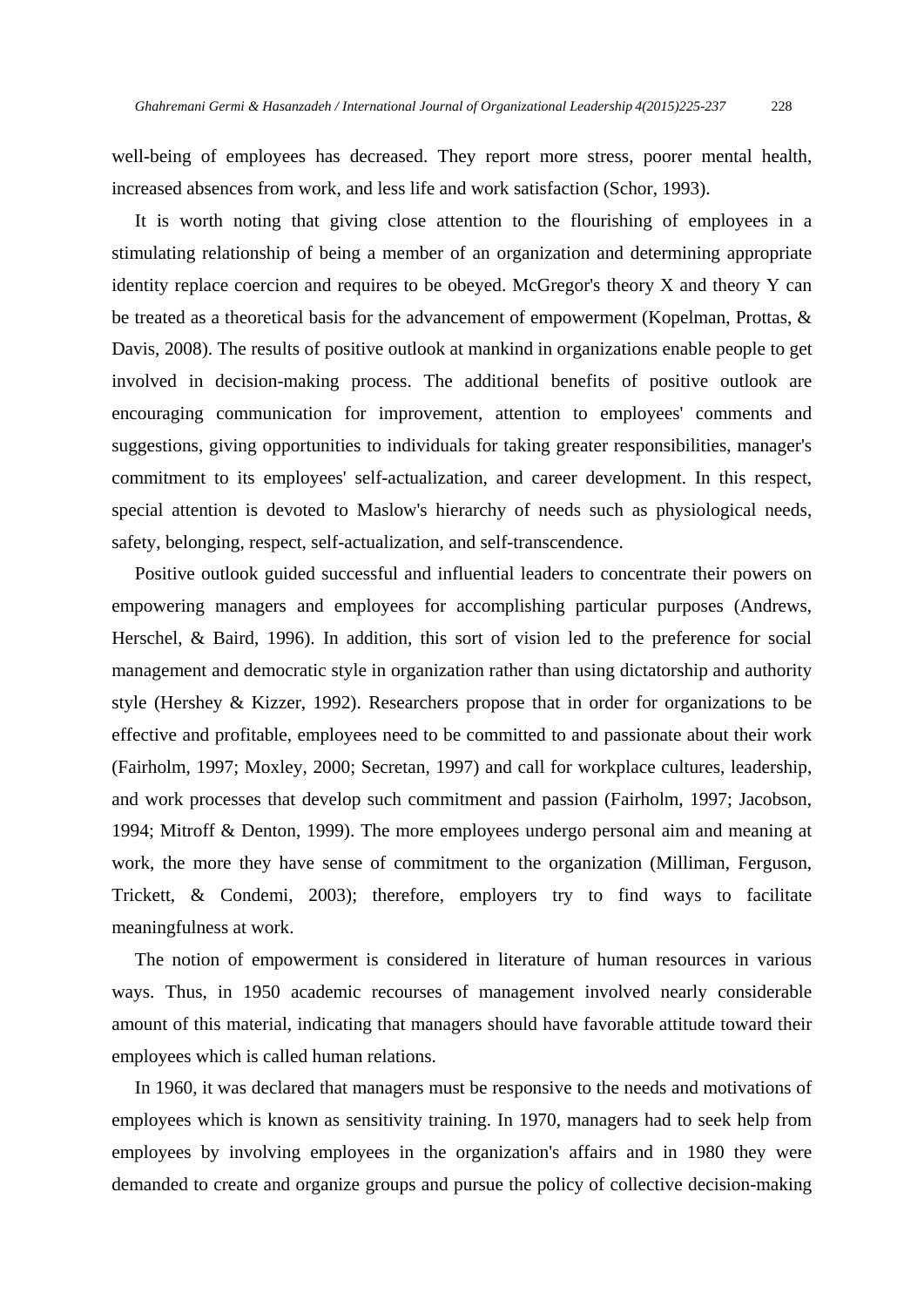well-being of employees has decreased. They report more stress, poorer mental health, increased absences from work, and less life and work satisfaction (Schor, 1993).

It is worth noting that giving close attention to the flourishing of employees in a stimulating relationship of being a member of an organization and determining appropriate identity replace coercion and requires to be obeyed. McGregor's theory X and theory Y can be treated as a theoretical basis for the advancement of empowerment (Kopelman, Prottas, & Davis, 2008). The results of positive outlook at mankind in organizations enable people to get involved in decision-making process. The additional benefits of positive outlook are encouraging communication for improvement, attention to employees' comments and suggestions, giving opportunities to individuals for taking greater responsibilities, manager's commitment to its employees' self-actualization, and career development. In this respect, special attention is devoted to Maslow's hierarchy of needs such as physiological needs, safety, belonging, respect, self-actualization, and self-transcendence.

Positive outlook guided successful and influential leaders to concentrate their powers on empowering managers and employees for accomplishing particular purposes (Andrews, Herschel, & Baird, 1996). In addition, this sort of vision led to the preference for social management and democratic style in organization rather than using dictatorship and authority style (Hershey & Kizzer, 1992). Researchers propose that in order for organizations to be effective and profitable, employees need to be committed to and passionate about their work (Fairholm, 1997; Moxley, 2000; Secretan, 1997) and call for workplace cultures, leadership, and work processes that develop such commitment and passion (Fairholm, 1997; Jacobson, 1994; Mitroff & Denton, 1999). The more employees undergo personal aim and meaning at work, the more they have sense of commitment to the organization (Milliman, Ferguson, Trickett, & Condemi, 2003); therefore, employers try to find ways to facilitate meaningfulness at work.

The notion of empowerment is considered in literature of human resources in various ways. Thus, in 1950 academic recourses of management involved nearly considerable amount of this material, indicating that managers should have favorable attitude toward their employees which is called human relations.

In 1960, it was declared that managers must be responsive to the needs and motivations of employees which is known as sensitivity training. In 1970, managers had to seek help from employees by involving employees in the organization's affairs and in 1980 they were demanded to create and organize groups and pursue the policy of collective decision-making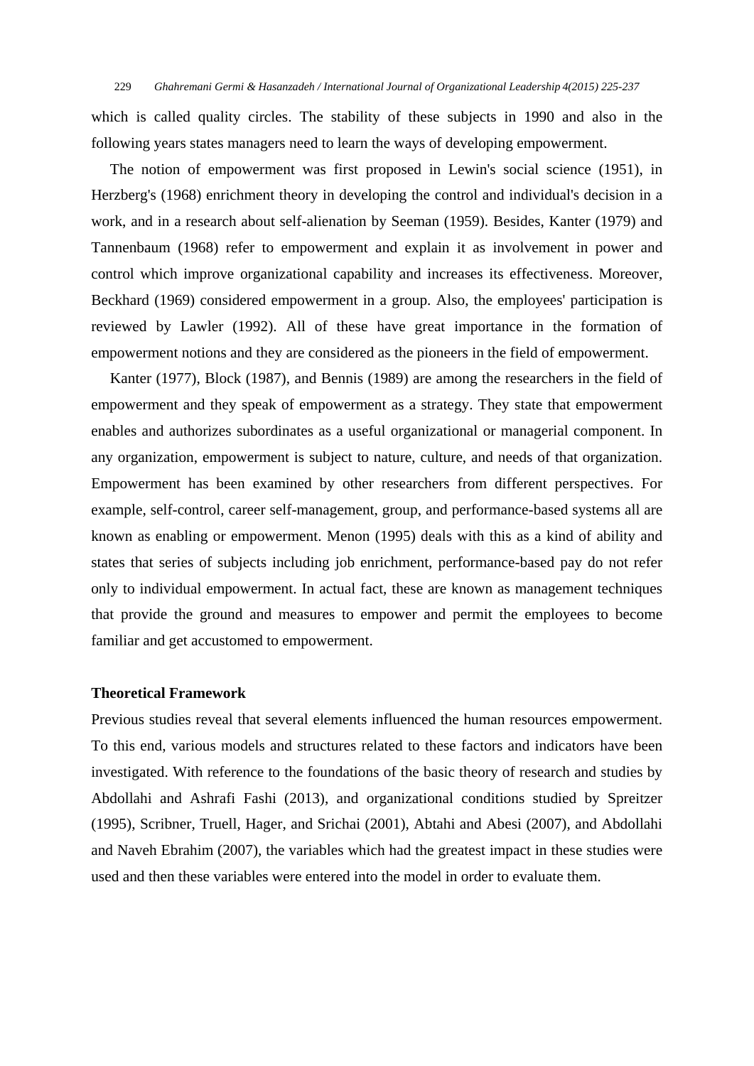which is called quality circles. The stability of these subjects in 1990 and also in the following years states managers need to learn the ways of developing empowerment.

The notion of empowerment was first proposed in Lewin's social science (1951), in Herzberg's (1968) enrichment theory in developing the control and individual's decision in a work, and in a research about self-alienation by Seeman (1959). Besides, Kanter (1979) and Tannenbaum (1968) refer to empowerment and explain it as involvement in power and control which improve organizational capability and increases its effectiveness. Moreover, Beckhard (1969) considered empowerment in a group. Also, the employees' participation is reviewed by Lawler (1992). All of these have great importance in the formation of empowerment notions and they are considered as the pioneers in the field of empowerment.

Kanter (1977), Block (1987), and Bennis (1989) are among the researchers in the field of empowerment and they speak of empowerment as a strategy. They state that empowerment enables and authorizes subordinates as a useful organizational or managerial component. In any organization, empowerment is subject to nature, culture, and needs of that organization. Empowerment has been examined by other researchers from different perspectives. For example, self-control, career self-management, group, and performance-based systems all are known as enabling or empowerment. Menon (1995) deals with this as a kind of ability and states that series of subjects including job enrichment, performance-based pay do not refer only to individual empowerment. In actual fact, these are known as management techniques that provide the ground and measures to empower and permit the employees to become familiar and get accustomed to empowerment.

## Theoretical Framework

Previous studies reveal that several elements influenced the human resources empowerment. To this end, various models and structures related to these factors and indicators have been investigated. With reference to the foundations of the basic theory of research and studies by Abdollahi and Ashrafi Fashi (2013), and organizational conditions studied by Spreitzer (1995), Scribner, Truell, Hager, and Srichai (2001), Abtahi and Abesi (2007), and Abdollahi and Naveh Ebrahim (2007), the variables which had the greatest impact in these studies were used and then these variables were entered into the model in order to evaluate them.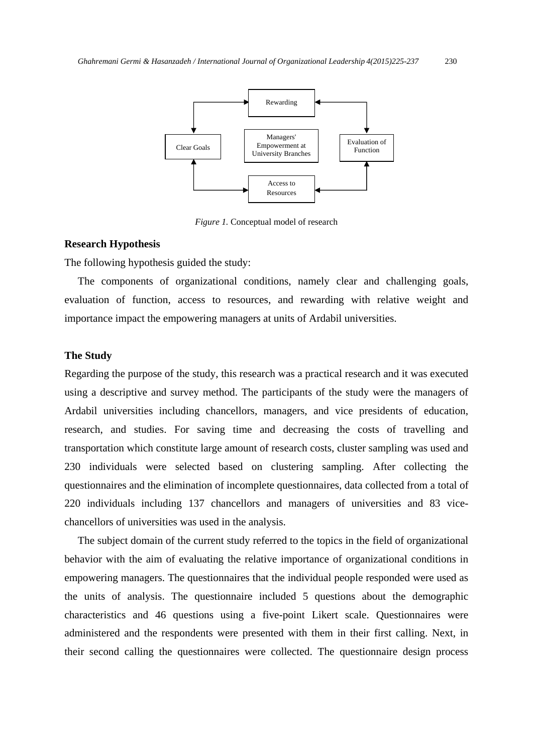Figure 1. Conceptual model of research

## Research Hypothesis

The following hypothesis guided the study:

The components of organizational conditions, namely clear and challenging goals, evaluation of function, access to resources, and rewarding with relative weight and importance impact the empowering managers at units of Ardabil universities.

## The Study

Regarding the purpose of the study, this research was a practical research and it was executed using a descriptive and survey method. The participants of the study were the managers of Ardabil universities including chancellors, managers, and vice presidents of education, research, and studies. For saving time and decreasing the costs of travelling and transportation which constitute large amount of research costs, cluster sampling was used and 230 individuals were selected based on clustering sampling. After collecting the questionnaires and the elimination of incomplete questionnaires, data collected from a total of 220 individuals including 137 chancellors and managers of universities and 83 vice-chancellors of universities was used in the analysis.

The subject domain of the current study referred to the topics in the field of organizational behavior with the aim of evaluating the relative importance of organizational conditions in empowering managers. The questionnaires that the individual people responded were used as the units of analysis. The questionnaire included 5 questions about the demographic characteristics and 46 questions using a five-point Likert scale. Questionnaires were administered and the respondents were presented with them in their first calling. Next, in their second calling the questionnaires were collected. The questionnaire design process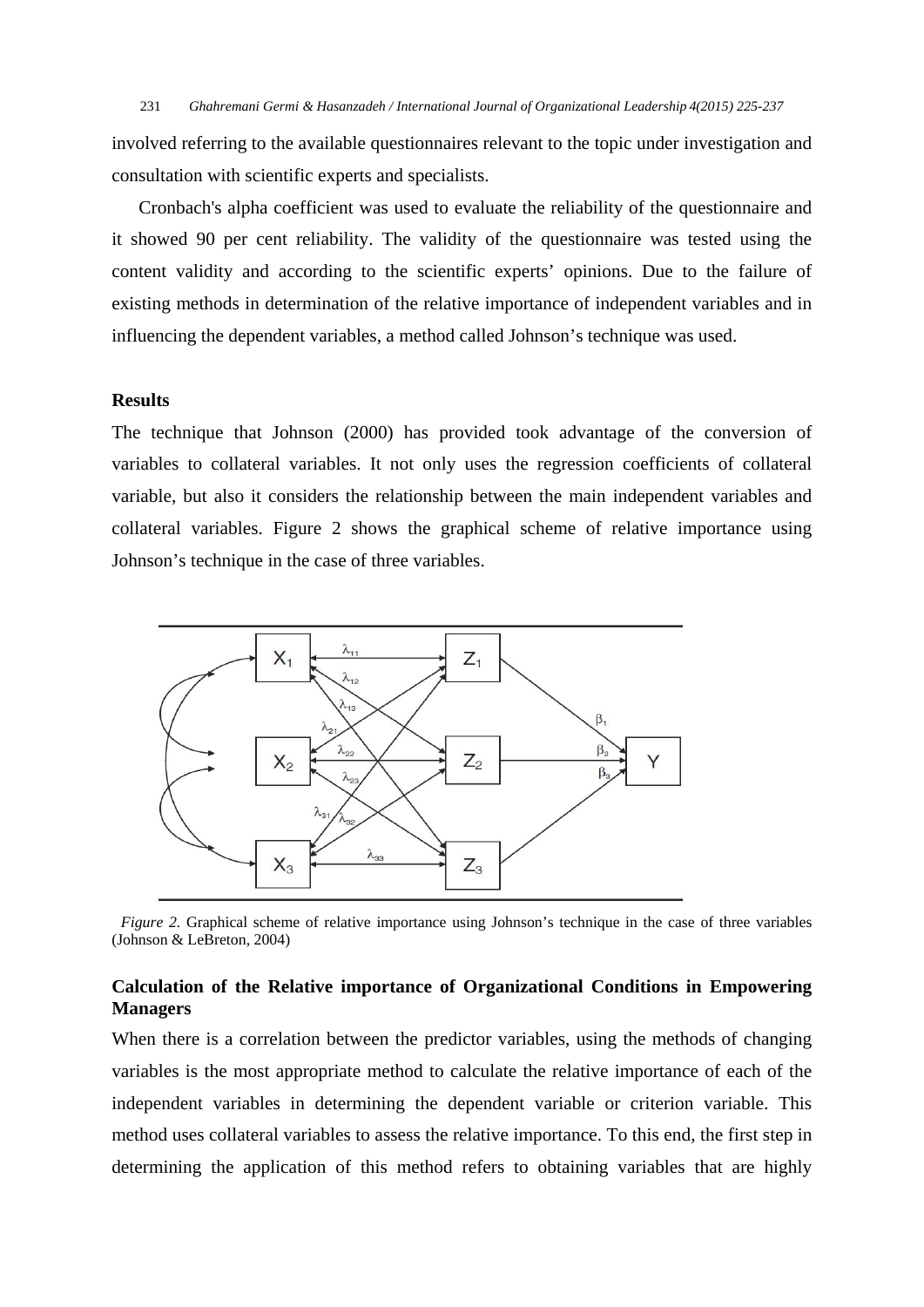involved referring to the available questionnaires relevant to the topic under investigation and consultation with scientific experts and specialists.

Cronbach's alpha coefficient was used to evaluate the reliability of the questionnaire and it showed 90 per cent reliability. The validity of the questionnaire was tested using the content validity and according to the scientific experts' opinions. Due to the failure of existing methods in determination of the relative importance of independent variables and in influencing the dependent variables, a method called Johnson's technique was used.

## Results

The technique that Johnson (2000) has provided took advantage of the conversion of variables to collateral variables. It not only uses the regression coefficients of collateral variable, but also it considers the relationship between the main independent variables and collateral variables. Figure 2 shows the graphical scheme of relative importance using Johnson's technique in the case of three variables.

*Figure 2.* Graphical scheme of relative importance using Johnson's technique in the case of three variables (Johnson & LeBreton, 2004)

### Calculation of the Relative importance of Organizational Conditions in Empowering Managers

When there is a correlation between the predictor variables, using the methods of changing variables is the most appropriate method to calculate the relative importance of each of the independent variables in determining the dependent variable or criterion variable. This method uses collateral variables to assess the relative importance. To this end, the first step in determining the application of this method refers to obtaining variables that are highly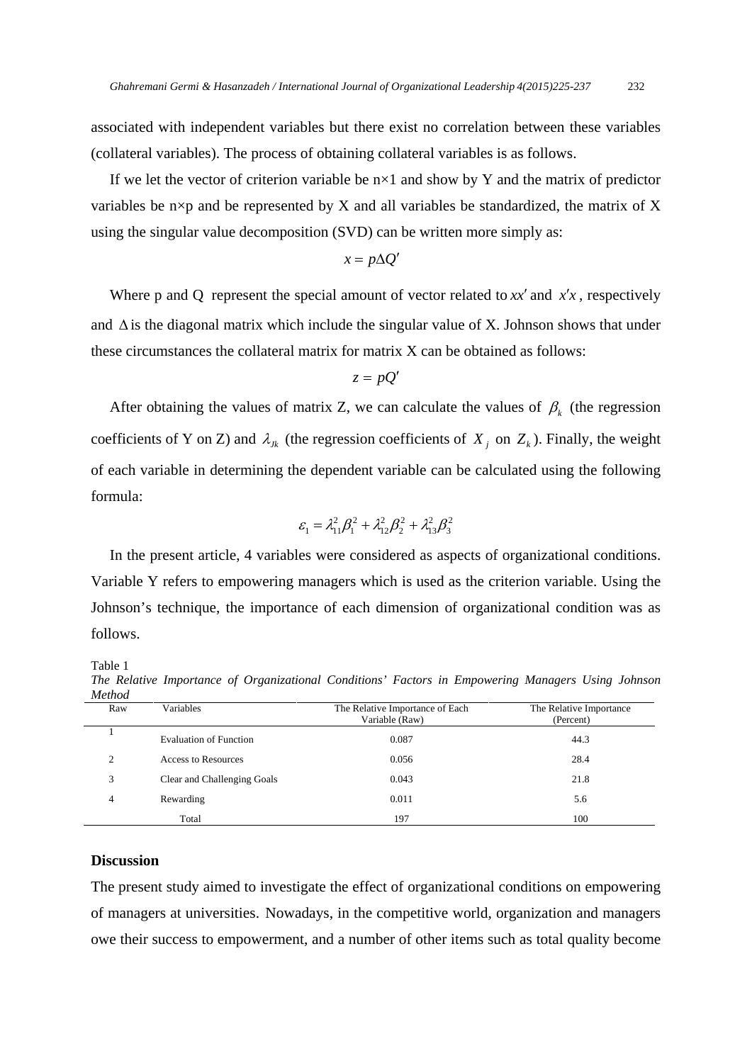associated with independent variables but there exist no correlation between these variables (collateral variables). The process of obtaining collateral variables is as follows.

If we let the vector of criterion variable be n×1 and show by Y and the matrix of predictor variables be n×p and be represented by X and all variables be standardized, the matrix of X using the singular value decomposition (SVD) can be written more simply as:

$$x = p\Delta Q'$$

Where p and Q represent the special amount of vector related to $xx'$ and $x'x$, respectively and $\Delta$ is the diagonal matrix which include the singular value of X. Johnson shows that under these circumstances the collateral matrix for matrix X can be obtained as follows:

$$z = pQ'$$

After obtaining the values of matrix Z, we can calculate the values of $\beta_k$ (the regression coefficients of Y on Z) and $\lambda_{Jk}$ (the regression coefficients of $X_j$ on $Z_k$). Finally, the weight of each variable in determining the dependent variable can be calculated using the following formula:

$$\varepsilon_1 = \lambda_{11}^2\beta_1^2 + \lambda_{12}^2\beta_2^2 + \lambda_{13}^2\beta_3^2$$

In the present article, 4 variables were considered as aspects of organizational conditions. Variable Y refers to empowering managers which is used as the criterion variable. Using the Johnson's technique, the importance of each dimension of organizational condition was as follows.

Table 1

*The Relative Importance of Organizational Conditions' Factors in Empowering Managers Using Johnson Method*

| Raw | Variables | The Relative Importance of Each Variable (Raw) | The Relative Importance (Percent) |
|---|---|---|---|
| 1 | Evaluation of Function | 0.087 | 44.3 |
| 2 | Access to Resources | 0.056 | 28.4 |
| 3 | Clear and Challenging Goals | 0.043 | 21.8 |
| 4 | Rewarding | 0.011 | 5.6 |
| | Total | 197 | 100 |

## Discussion

The present study aimed to investigate the effect of organizational conditions on empowering of managers at universities. Nowadays, in the competitive world, organization and managers owe their success to empowerment, and a number of other items such as total quality become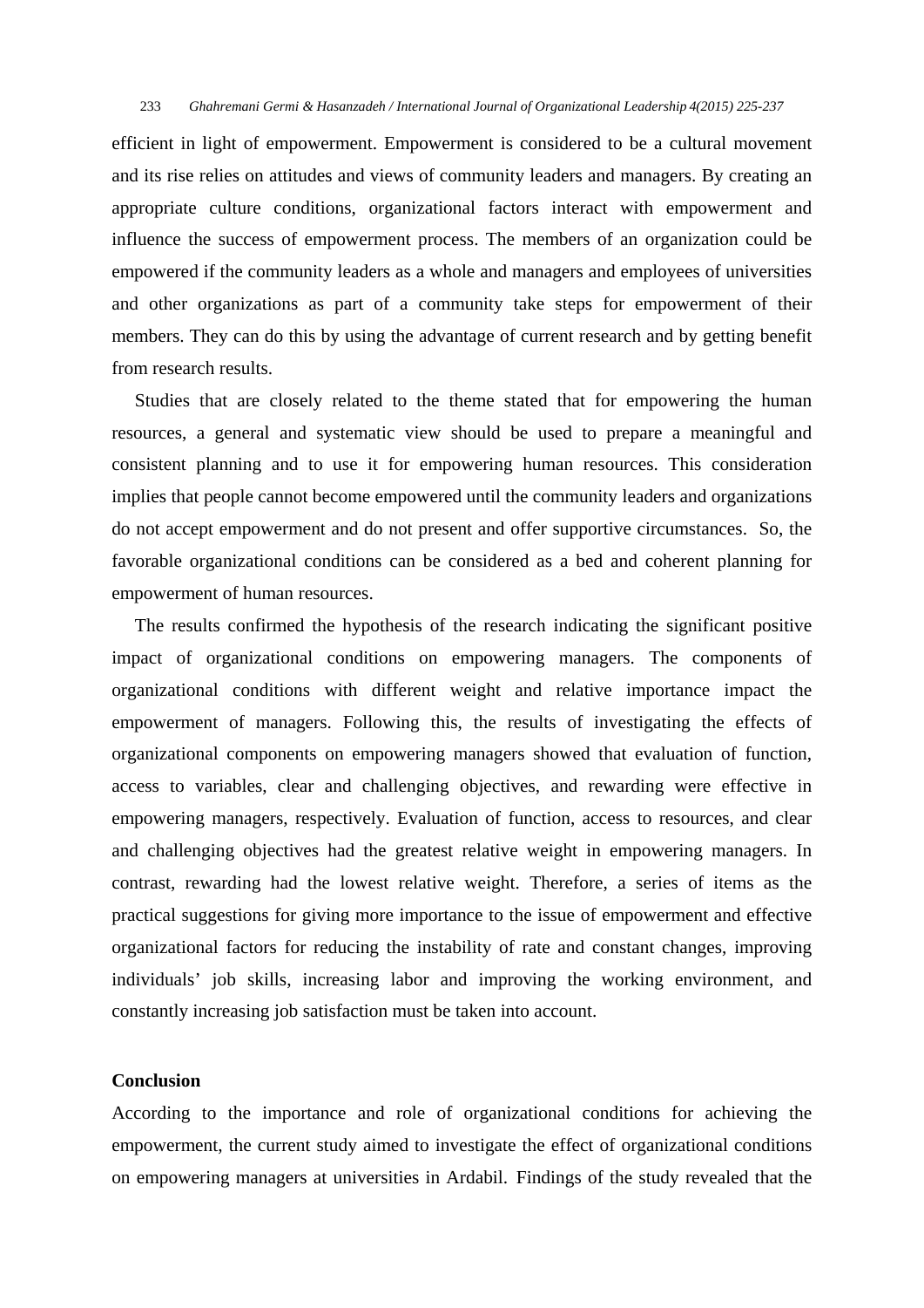efficient in light of empowerment. Empowerment is considered to be a cultural movement and its rise relies on attitudes and views of community leaders and managers. By creating an appropriate culture conditions, organizational factors interact with empowerment and influence the success of empowerment process. The members of an organization could be empowered if the community leaders as a whole and managers and employees of universities and other organizations as part of a community take steps for empowerment of their members. They can do this by using the advantage of current research and by getting benefit from research results.

Studies that are closely related to the theme stated that for empowering the human resources, a general and systematic view should be used to prepare a meaningful and consistent planning and to use it for empowering human resources. This consideration implies that people cannot become empowered until the community leaders and organizations do not accept empowerment and do not present and offer supportive circumstances. So, the favorable organizational conditions can be considered as a bed and coherent planning for empowerment of human resources.

The results confirmed the hypothesis of the research indicating the significant positive impact of organizational conditions on empowering managers. The components of organizational conditions with different weight and relative importance impact the empowerment of managers. Following this, the results of investigating the effects of organizational components on empowering managers showed that evaluation of function, access to variables, clear and challenging objectives, and rewarding were effective in empowering managers, respectively. Evaluation of function, access to resources, and clear and challenging objectives had the greatest relative weight in empowering managers. In contrast, rewarding had the lowest relative weight. Therefore, a series of items as the practical suggestions for giving more importance to the issue of empowerment and effective organizational factors for reducing the instability of rate and constant changes, improving individuals' job skills, increasing labor and improving the working environment, and constantly increasing job satisfaction must be taken into account.

## Conclusion

According to the importance and role of organizational conditions for achieving the empowerment, the current study aimed to investigate the effect of organizational conditions on empowering managers at universities in Ardabil. Findings of the study revealed that the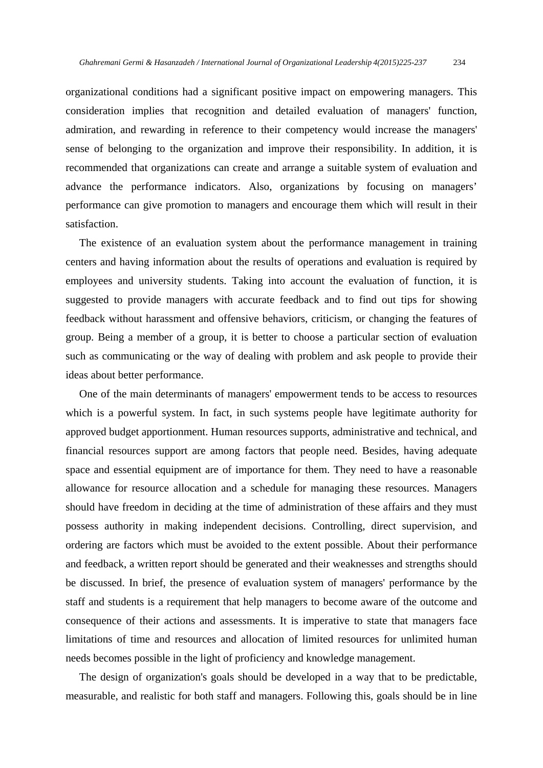organizational conditions had a significant positive impact on empowering managers. This consideration implies that recognition and detailed evaluation of managers' function, admiration, and rewarding in reference to their competency would increase the managers' sense of belonging to the organization and improve their responsibility. In addition, it is recommended that organizations can create and arrange a suitable system of evaluation and advance the performance indicators. Also, organizations by focusing on managers' performance can give promotion to managers and encourage them which will result in their satisfaction.

The existence of an evaluation system about the performance management in training centers and having information about the results of operations and evaluation is required by employees and university students. Taking into account the evaluation of function, it is suggested to provide managers with accurate feedback and to find out tips for showing feedback without harassment and offensive behaviors, criticism, or changing the features of group. Being a member of a group, it is better to choose a particular section of evaluation such as communicating or the way of dealing with problem and ask people to provide their ideas about better performance.

One of the main determinants of managers' empowerment tends to be access to resources which is a powerful system. In fact, in such systems people have legitimate authority for approved budget apportionment. Human resources supports, administrative and technical, and financial resources support are among factors that people need. Besides, having adequate space and essential equipment are of importance for them. They need to have a reasonable allowance for resource allocation and a schedule for managing these resources. Managers should have freedom in deciding at the time of administration of these affairs and they must possess authority in making independent decisions. Controlling, direct supervision, and ordering are factors which must be avoided to the extent possible. About their performance and feedback, a written report should be generated and their weaknesses and strengths should be discussed. In brief, the presence of evaluation system of managers' performance by the staff and students is a requirement that help managers to become aware of the outcome and consequence of their actions and assessments. It is imperative to state that managers face limitations of time and resources and allocation of limited resources for unlimited human needs becomes possible in the light of proficiency and knowledge management.

The design of organization's goals should be developed in a way that to be predictable, measurable, and realistic for both staff and managers. Following this, goals should be in line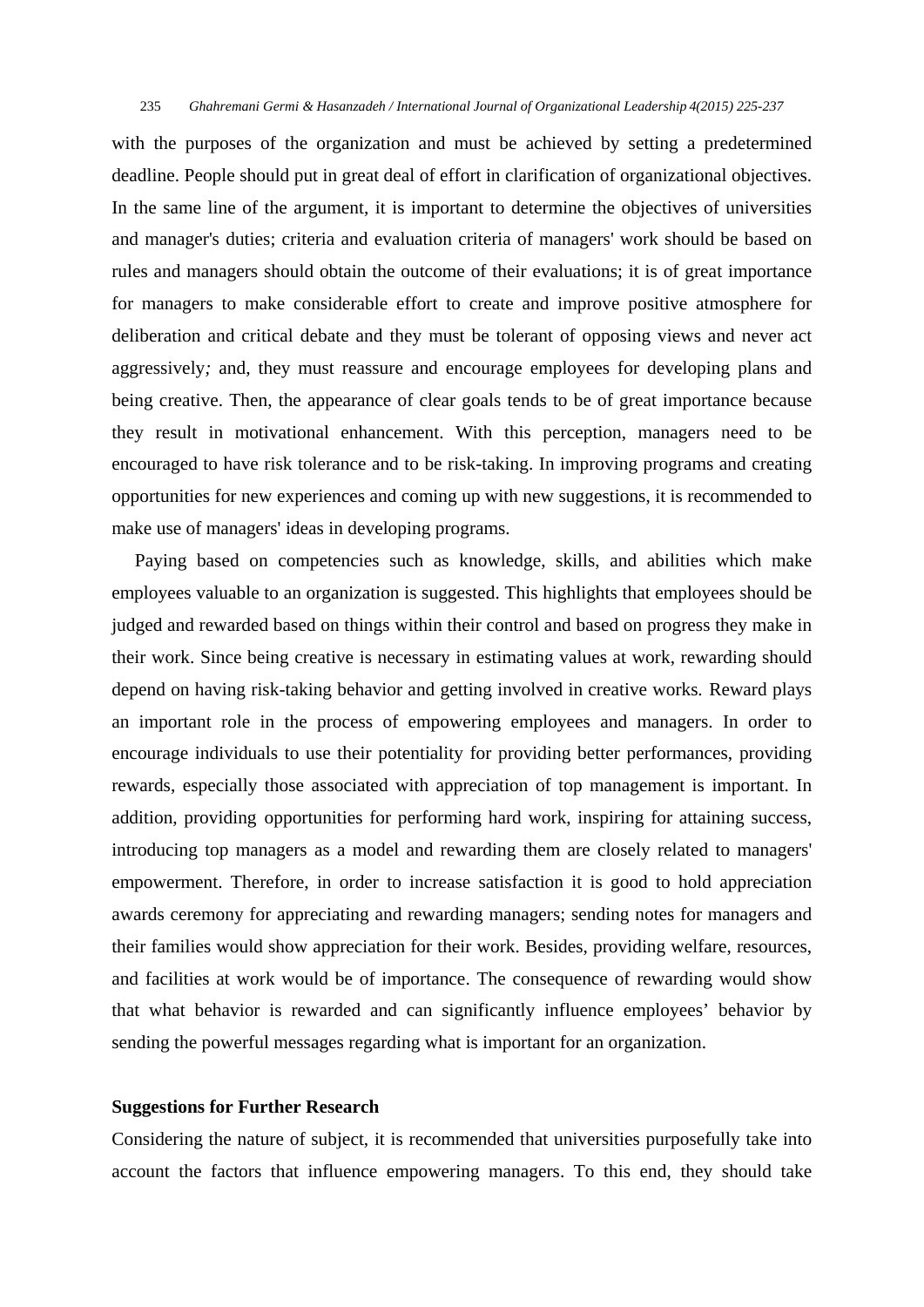with the purposes of the organization and must be achieved by setting a predetermined deadline. People should put in great deal of effort in clarification of organizational objectives. In the same line of the argument, it is important to determine the objectives of universities and manager's duties; criteria and evaluation criteria of managers' work should be based on rules and managers should obtain the outcome of their evaluations; it is of great importance for managers to make considerable effort to create and improve positive atmosphere for deliberation and critical debate and they must be tolerant of opposing views and never act aggressively*;* and, they must reassure and encourage employees for developing plans and being creative. Then, the appearance of clear goals tends to be of great importance because they result in motivational enhancement. With this perception, managers need to be encouraged to have risk tolerance and to be risk-taking. In improving programs and creating opportunities for new experiences and coming up with new suggestions, it is recommended to make use of managers' ideas in developing programs.

Paying based on competencies such as knowledge, skills, and abilities which make employees valuable to an organization is suggested. This highlights that employees should be judged and rewarded based on things within their control and based on progress they make in their work. Since being creative is necessary in estimating values at work, rewarding should depend on having risk-taking behavior and getting involved in creative works. Reward plays an important role in the process of empowering employees and managers. In order to encourage individuals to use their potentiality for providing better performances, providing rewards, especially those associated with appreciation of top management is important. In addition, providing opportunities for performing hard work, inspiring for attaining success, introducing top managers as a model and rewarding them are closely related to managers' empowerment. Therefore, in order to increase satisfaction it is good to hold appreciation awards ceremony for appreciating and rewarding managers; sending notes for managers and their families would show appreciation for their work. Besides, providing welfare, resources, and facilities at work would be of importance. The consequence of rewarding would show that what behavior is rewarded and can significantly influence employees' behavior by sending the powerful messages regarding what is important for an organization.

**Suggestions for Further Research**

Considering the nature of subject, it is recommended that universities purposefully take into account the factors that influence empowering managers. To this end, they should take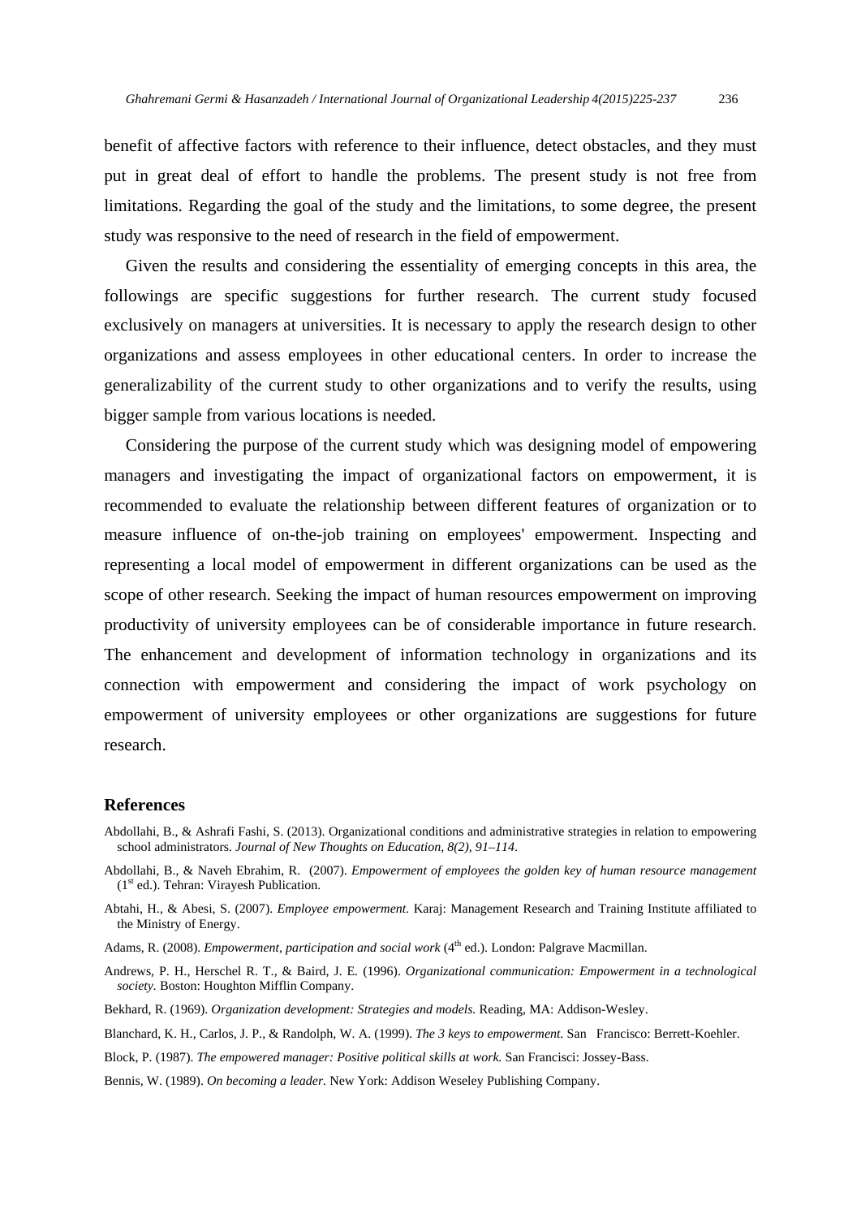benefit of affective factors with reference to their influence, detect obstacles, and they must put in great deal of effort to handle the problems. The present study is not free from limitations. Regarding the goal of the study and the limitations, to some degree, the present study was responsive to the need of research in the field of empowerment.

Given the results and considering the essentiality of emerging concepts in this area, the followings are specific suggestions for further research. The current study focused exclusively on managers at universities. It is necessary to apply the research design to other organizations and assess employees in other educational centers. In order to increase the generalizability of the current study to other organizations and to verify the results, using bigger sample from various locations is needed.

Considering the purpose of the current study which was designing model of empowering managers and investigating the impact of organizational factors on empowerment, it is recommended to evaluate the relationship between different features of organization or to measure influence of on-the-job training on employees' empowerment. Inspecting and representing a local model of empowerment in different organizations can be used as the scope of other research. Seeking the impact of human resources empowerment on improving productivity of university employees can be of considerable importance in future research. The enhancement and development of information technology in organizations and its connection with empowerment and considering the impact of work psychology on empowerment of university employees or other organizations are suggestions for future research.

## References

Abdollahi, B., & Ashrafi Fashi, S. (2013). Organizational conditions and administrative strategies in relation to empowering school administrators. *Journal of New Thoughts on Education, 8(2), 91–114*.

Abdollahi, B., & Naveh Ebrahim, R. (2007). *Empowerment of employees the golden key of human resource management* (1st ed.). Tehran: Virayesh Publication.

Abtahi, H., & Abesi, S. (2007). *Employee empowerment.* Karaj: Management Research and Training Institute affiliated to the Ministry of Energy.

Adams, R. (2008). *Empowerment, participation and social work* (4th ed.). London: Palgrave Macmillan.

Andrews, P. H., Herschel R. T., & Baird, J. E. (1996). *Organizational communication: Empowerment in a technological society.* Boston: Houghton Mifflin Company.

Bekhard, R. (1969). *Organization development: Strategies and models.* Reading, MA: Addison-Wesley.

Blanchard, K. H., Carlos, J. P., & Randolph, W. A. (1999). *The 3 keys to empowerment.* San Francisco: Berrett-Koehler.

Block, P. (1987). *The empowered manager: Positive political skills at work.* San Francisci: Jossey-Bass.

Bennis, W. (1989). *On becoming a leader.* New York: Addison Weseley Publishing Company.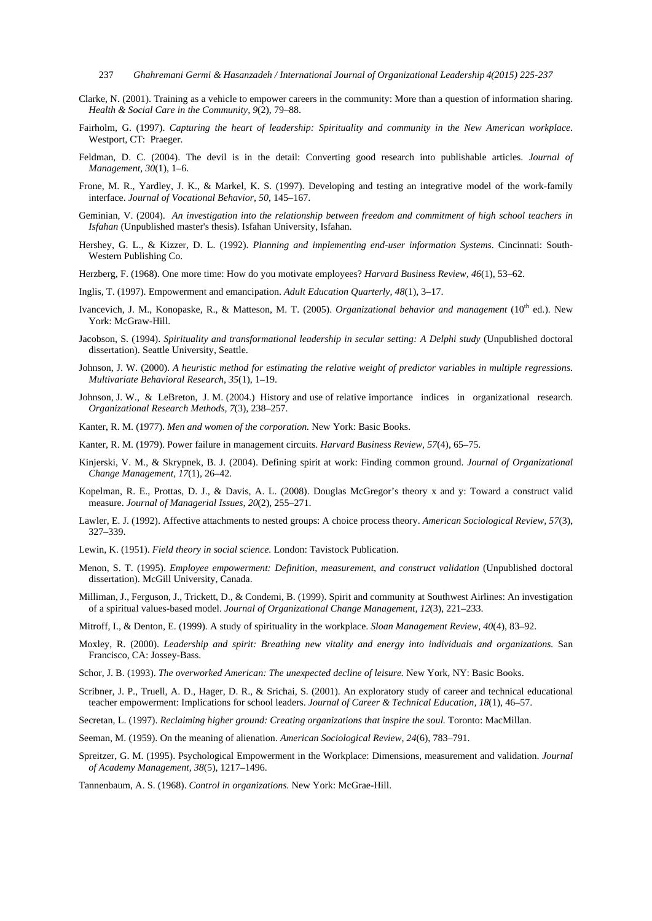Clarke, N. (2001). Training as a vehicle to empower careers in the community: More than a question of information sharing. *Health & Social Care in the Community, 9*(2), 79–88.

Fairholm, G. (1997). *Capturing the heart of leadership: Spirituality and community in the New American workplace.* Westport, CT: Praeger.

Feldman, D. C. (2004). The devil is in the detail: Converting good research into publishable articles. *Journal of Management, 30*(1), 1–6.

Frone, M. R., Yardley, J. K., & Markel, K. S. (1997). Developing and testing an integrative model of the work-family interface. *Journal of Vocational Behavior, 50*, 145–167.

Geminian, V. (2004). *An investigation into the relationship between freedom and commitment of high school teachers in Isfahan* (Unpublished master's thesis). Isfahan University, Isfahan.

Hershey, G. L., & Kizzer, D. L. (1992). *Planning and implementing end-user information Systems*. Cincinnati: South-Western Publishing Co.

Herzberg, F. (1968). One more time: How do you motivate employees? *Harvard Business Review, 46*(1), 53–62.

Inglis, T. (1997). Empowerment and emancipation. *Adult Education Quarterly, 48*(1), 3–17.

Ivancevich, J. M., Konopaske, R., & Matteson, M. T. (2005). *Organizational behavior and management* (10th ed.). New York: McGraw-Hill.

Jacobson, S. (1994). *Spirituality and transformational leadership in secular setting: A Delphi study* (Unpublished doctoral dissertation). Seattle University, Seattle.

Johnson, J. W. (2000). *A heuristic method for estimating the relative weight of predictor variables in multiple regressions. Multivariate Behavioral Research, 35*(1), 1–19.

Johnson, J. W., & LeBreton, J. M. (2004.) History and use of relative importance indices in organizational research. *Organizational Research Methods, 7*(3), 238–257.

Kanter, R. M. (1977). *Men and women of the corporation.* New York: Basic Books.

Kanter, R. M. (1979). Power failure in management circuits. *Harvard Business Review, 57*(4), 65–75.

Kinjerski, V. M., & Skrypnek, B. J. (2004). Defining spirit at work: Finding common ground. *Journal of Organizational Change Management, 17*(1), 26–42.

Kopelman, R. E., Prottas, D. J., & Davis, A. L. (2008). Douglas McGregor's theory x and y: Toward a construct valid measure. *Journal of Managerial Issues, 20*(2), 255–271.

Lawler, E. J. (1992). Affective attachments to nested groups: A choice process theory. *American Sociological Review, 57*(3), 327–339.

Lewin, K. (1951). *Field theory in social science.* London: Tavistock Publication.

Menon, S. T. (1995). *Employee empowerment: Definition, measurement, and construct validation* (Unpublished doctoral dissertation). McGill University, Canada.

Milliman, J., Ferguson, J., Trickett, D., & Condemi, B. (1999). Spirit and community at Southwest Airlines: An investigation of a spiritual values-based model. *Journal of Organizational Change Management, 12*(3), 221–233.

Mitroff, I., & Denton, E. (1999). A study of spirituality in the workplace. *Sloan Management Review, 40*(4), 83–92.

Moxley, R. (2000). *Leadership and spirit: Breathing new vitality and energy into individuals and organizations.* San Francisco, CA: Jossey-Bass.

Schor, J. B. (1993). *The overworked American: The unexpected decline of leisure.* New York, NY: Basic Books.

Scribner, J. P., Truell, A. D., Hager, D. R., & Srichai, S. (2001). An exploratory study of career and technical educational teacher empowerment: Implications for school leaders. *Journal of Career & Technical Education, 18*(1), 46–57.

Secretan, L. (1997). *Reclaiming higher ground: Creating organizations that inspire the soul.* Toronto: MacMillan.

Seeman, M. (1959). On the meaning of alienation. *American Sociological Review, 24*(6), 783–791.

Spreitzer, G. M. (1995). Psychological Empowerment in the Workplace: Dimensions, measurement and validation. *Journal of Academy Management, 38*(5), 1217–1496.

Tannenbaum, A. S. (1968). *Control in organizations.* New York: McGrae-Hill.